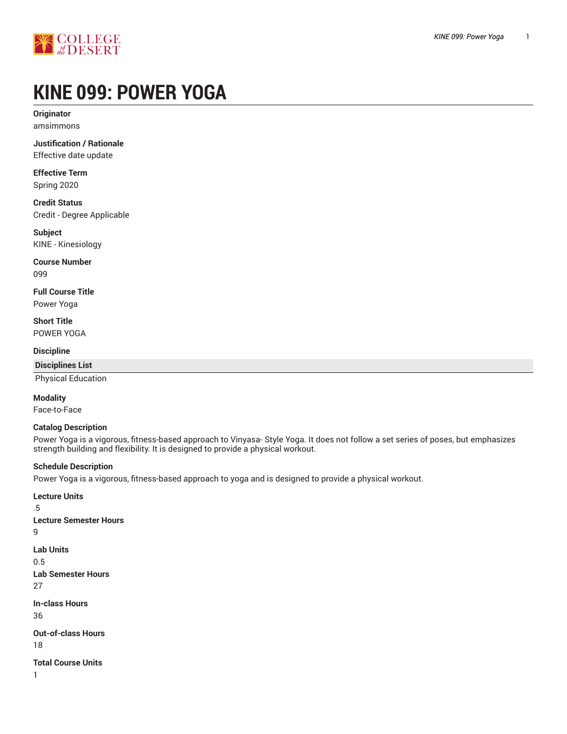# KINE 099: POWER YOGA

**Originator**
amsimmons

**Justification / Rationale**
Effective date update

**Effective Term**
Spring 2020

**Credit Status**
Credit - Degree Applicable

**Subject**
KINE - Kinesiology

**Course Number**
099

**Full Course Title**
Power Yoga

**Short Title**
POWER YOGA

**Discipline**

| Disciplines List |
| --- |
| Physical Education |

**Modality**
Face-to-Face

**Catalog Description**
Power Yoga is a vigorous, fitness-based approach to Vinyasa- Style Yoga. It does not follow a set series of poses, but emphasizes strength building and flexibility. It is designed to provide a physical workout.

**Schedule Description**
Power Yoga is a vigorous, fitness-based approach to yoga and is designed to provide a physical workout.

**Lecture Units**
.5

**Lecture Semester Hours**
9

**Lab Units**
0.5

**Lab Semester Hours**
27

**In-class Hours**
36

**Out-of-class Hours**
18

**Total Course Units**
1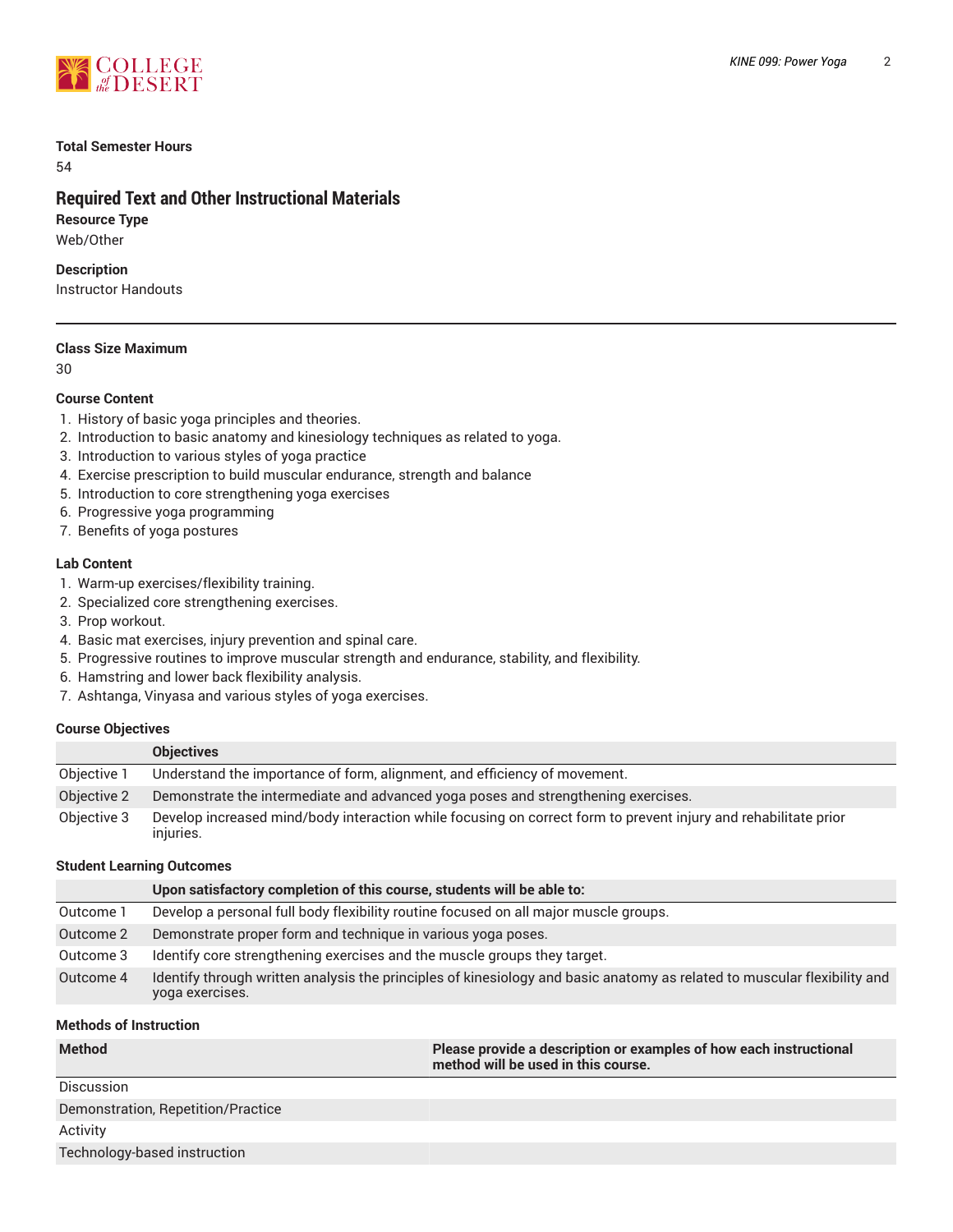**Total Semester Hours**

54

## Required Text and Other Instructional Materials

**Resource Type**

Web/Other

**Description**

Instructor Handouts

---

**Class Size Maximum**

30

**Course Content**

1. History of basic yoga principles and theories.
2. Introduction to basic anatomy and kinesiology techniques as related to yoga.
3. Introduction to various styles of yoga practice
4. Exercise prescription to build muscular endurance, strength and balance
5. Introduction to core strengthening yoga exercises
6. Progressive yoga programming
7. Benefits of yoga postures

**Lab Content**

1. Warm-up exercises/flexibility training.
2. Specialized core strengthening exercises.
3. Prop workout.
4. Basic mat exercises, injury prevention and spinal care.
5. Progressive routines to improve muscular strength and endurance, stability, and flexibility.
6. Hamstring and lower back flexibility analysis.
7. Ashtanga, Vinyasa and various styles of yoga exercises.

**Course Objectives**

| | Objectives |
|---|---|
| Objective 1 | Understand the importance of form, alignment, and efficiency of movement. |
| Objective 2 | Demonstrate the intermediate and advanced yoga poses and strengthening exercises. |
| Objective 3 | Develop increased mind/body interaction while focusing on correct form to prevent injury and rehabilitate prior injuries. |

**Student Learning Outcomes**

| | Upon satisfactory completion of this course, students will be able to: |
|---|---|
| Outcome 1 | Develop a personal full body flexibility routine focused on all major muscle groups. |
| Outcome 2 | Demonstrate proper form and technique in various yoga poses. |
| Outcome 3 | Identify core strengthening exercises and the muscle groups they target. |
| Outcome 4 | Identify through written analysis the principles of kinesiology and basic anatomy as related to muscular flexibility and yoga exercises. |

**Methods of Instruction**

| Method | Please provide a description or examples of how each instructional method will be used in this course. |
|---|---|
| Discussion | |
| Demonstration, Repetition/Practice | |
| Activity | |
| Technology-based instruction | |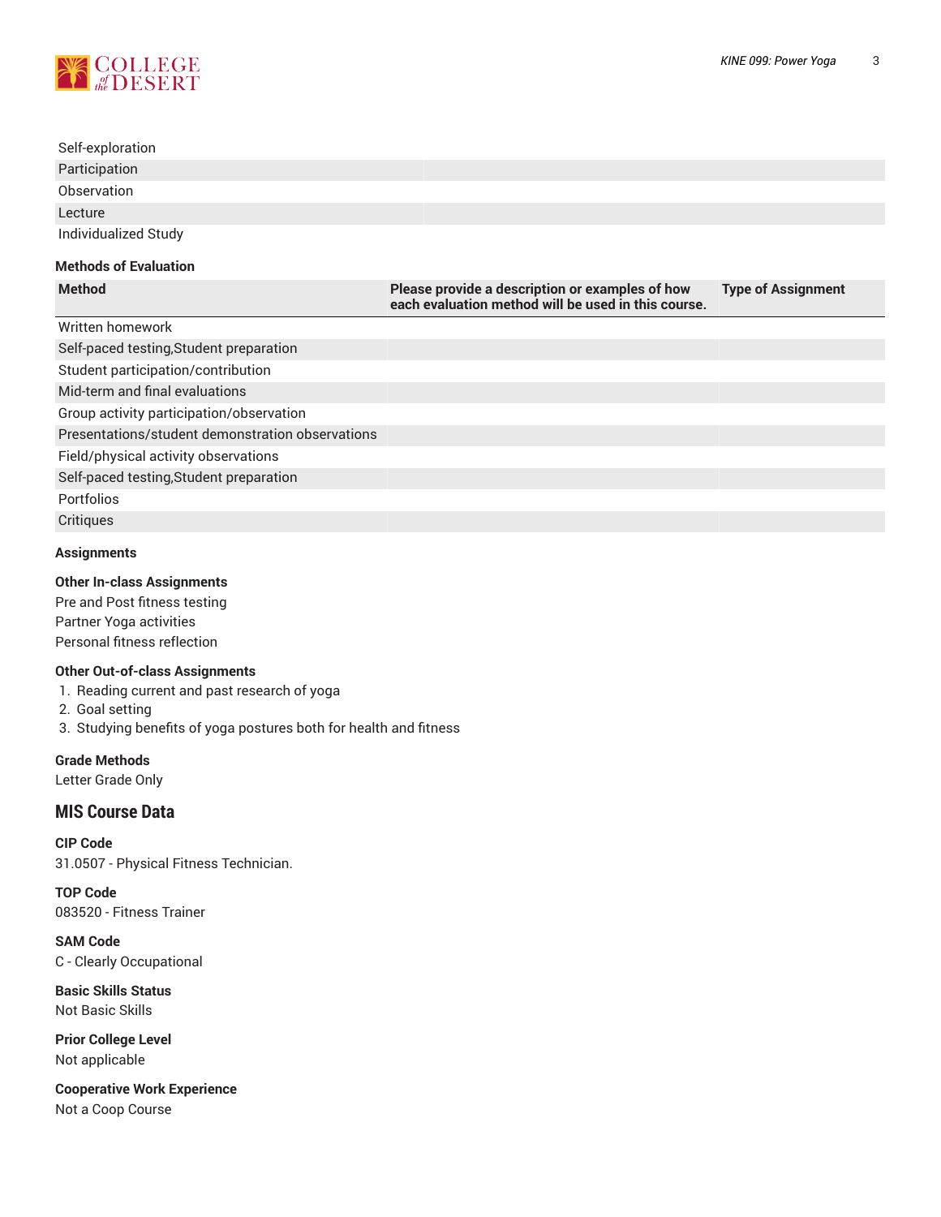| | |
|---|---|
| Self-exploration | |
| Participation | |
| Observation | |
| Lecture | |
| Individualized Study | |

**Methods of Evaluation**

| Method | Please provide a description or examples of how each evaluation method will be used in this course. | Type of Assignment |
|---|---|---|
| Written homework | | |
| Self-paced testing,Student preparation | | |
| Student participation/contribution | | |
| Mid-term and final evaluations | | |
| Group activity participation/observation | | |
| Presentations/student demonstration observations | | |
| Field/physical activity observations | | |
| Self-paced testing,Student preparation | | |
| Portfolios | | |
| Critiques | | |

**Assignments**

**Other In-class Assignments**

Pre and Post fitness testing
Partner Yoga activities
Personal fitness reflection

**Other Out-of-class Assignments**

1. Reading current and past research of yoga
2. Goal setting
3. Studying benefits of yoga postures both for health and fitness

**Grade Methods**

Letter Grade Only

## MIS Course Data

**CIP Code**

31.0507 - Physical Fitness Technician.

**TOP Code**

083520 - Fitness Trainer

**SAM Code**

C - Clearly Occupational

**Basic Skills Status**

Not Basic Skills

**Prior College Level**

Not applicable

**Cooperative Work Experience**

Not a Coop Course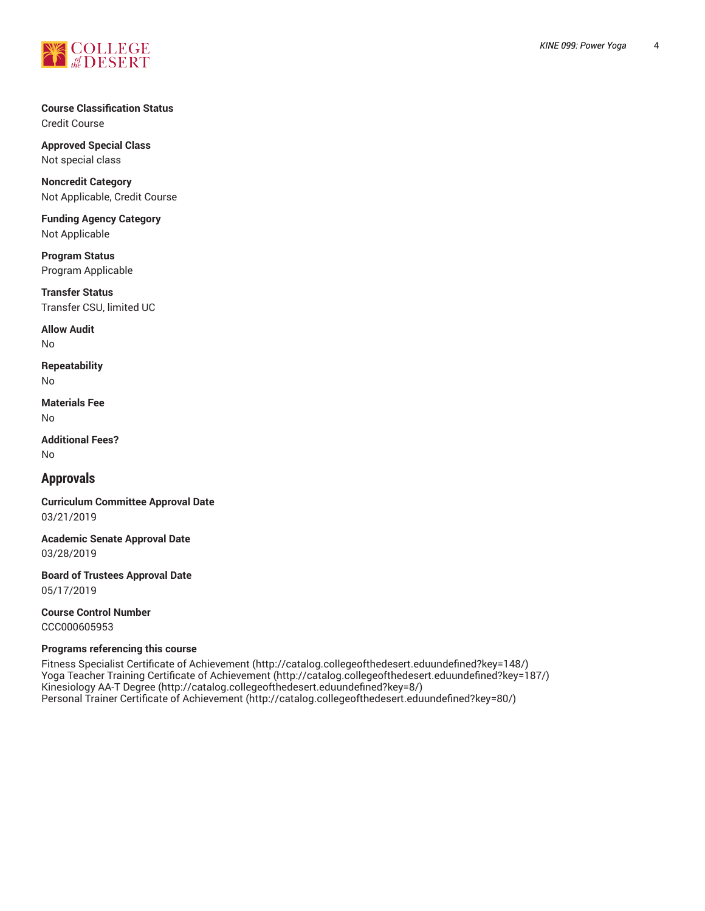**Course Classification Status**
Credit Course

**Approved Special Class**
Not special class

**Noncredit Category**
Not Applicable, Credit Course

**Funding Agency Category**
Not Applicable

**Program Status**
Program Applicable

**Transfer Status**
Transfer CSU, limited UC

**Allow Audit**
No

**Repeatability**
No

**Materials Fee**
No

**Additional Fees?**
No

## Approvals

**Curriculum Committee Approval Date**
03/21/2019

**Academic Senate Approval Date**
03/28/2019

**Board of Trustees Approval Date**
05/17/2019

**Course Control Number**
CCC000605953

**Programs referencing this course**
Fitness Specialist Certificate of Achievement (http://catalog.collegeofthedesert.eduundefined?key=148/)
Yoga Teacher Training Certificate of Achievement (http://catalog.collegeofthedesert.eduundefined?key=187/)
Kinesiology AA-T Degree (http://catalog.collegeofthedesert.eduundefined?key=8/)
Personal Trainer Certificate of Achievement (http://catalog.collegeofthedesert.eduundefined?key=80/)